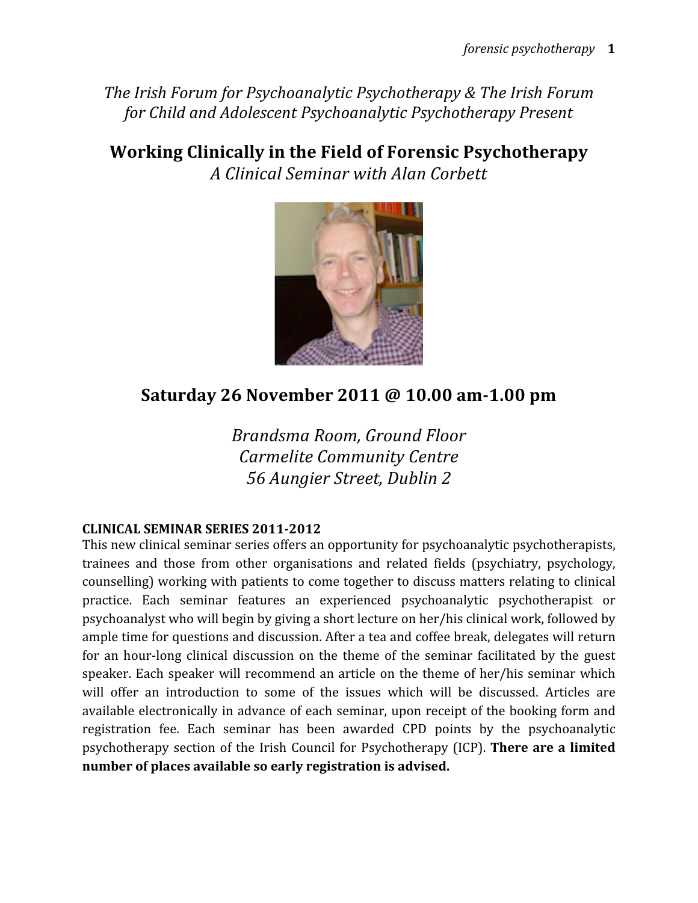*The Irish Forum for Psychoanalytic Psychotherapy & The Irish Forum for Child and Adolescent Psychoanalytic Psychotherapy Present*

# Working Clinically in the Field of Forensic Psychotherapy

*A Clinical Seminar with Alan Corbett*

## Saturday 26 November 2011 @ 10.00 am-1.00 pm

*Brandsma Room, Ground Floor*
*Carmelite Community Centre*
*56 Aungier Street, Dublin 2*

**CLINICAL SEMINAR SERIES 2011-2012**

This new clinical seminar series offers an opportunity for psychoanalytic psychotherapists, trainees and those from other organisations and related fields (psychiatry, psychology, counselling) working with patients to come together to discuss matters relating to clinical practice. Each seminar features an experienced psychoanalytic psychotherapist or psychoanalyst who will begin by giving a short lecture on her/his clinical work, followed by ample time for questions and discussion. After a tea and coffee break, delegates will return for an hour-long clinical discussion on the theme of the seminar facilitated by the guest speaker. Each speaker will recommend an article on the theme of her/his seminar which will offer an introduction to some of the issues which will be discussed. Articles are available electronically in advance of each seminar, upon receipt of the booking form and registration fee. Each seminar has been awarded CPD points by the psychoanalytic psychotherapy section of the Irish Council for Psychotherapy (ICP). **There are a limited number of places available so early registration is advised.**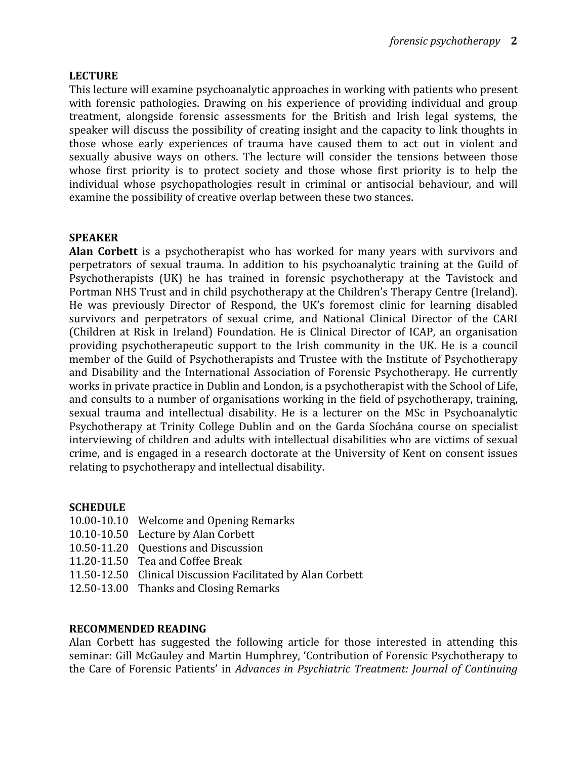## LECTURE

This lecture will examine psychoanalytic approaches in working with patients who present with forensic pathologies. Drawing on his experience of providing individual and group treatment, alongside forensic assessments for the British and Irish legal systems, the speaker will discuss the possibility of creating insight and the capacity to link thoughts in those whose early experiences of trauma have caused them to act out in violent and sexually abusive ways on others. The lecture will consider the tensions between those whose first priority is to protect society and those whose first priority is to help the individual whose psychopathologies result in criminal or antisocial behaviour, and will examine the possibility of creative overlap between these two stances.

## SPEAKER

**Alan Corbett** is a psychotherapist who has worked for many years with survivors and perpetrators of sexual trauma. In addition to his psychoanalytic training at the Guild of Psychotherapists (UK) he has trained in forensic psychotherapy at the Tavistock and Portman NHS Trust and in child psychotherapy at the Children's Therapy Centre (Ireland). He was previously Director of Respond, the UK's foremost clinic for learning disabled survivors and perpetrators of sexual crime, and National Clinical Director of the CARI (Children at Risk in Ireland) Foundation. He is Clinical Director of ICAP, an organisation providing psychotherapeutic support to the Irish community in the UK. He is a council member of the Guild of Psychotherapists and Trustee with the Institute of Psychotherapy and Disability and the International Association of Forensic Psychotherapy. He currently works in private practice in Dublin and London, is a psychotherapist with the School of Life, and consults to a number of organisations working in the field of psychotherapy, training, sexual trauma and intellectual disability. He is a lecturer on the MSc in Psychoanalytic Psychotherapy at Trinity College Dublin and on the Garda Síochána course on specialist interviewing of children and adults with intellectual disabilities who are victims of sexual crime, and is engaged in a research doctorate at the University of Kent on consent issues relating to psychotherapy and intellectual disability.

## SCHEDULE

10.00-10.10 Welcome and Opening Remarks
10.10-10.50 Lecture by Alan Corbett
10.50-11.20 Questions and Discussion
11.20-11.50 Tea and Coffee Break
11.50-12.50 Clinical Discussion Facilitated by Alan Corbett
12.50-13.00 Thanks and Closing Remarks

## RECOMMENDED READING

Alan Corbett has suggested the following article for those interested in attending this seminar: Gill McGauley and Martin Humphrey, 'Contribution of Forensic Psychotherapy to the Care of Forensic Patients' in *Advances in Psychiatric Treatment: Journal of Continuing*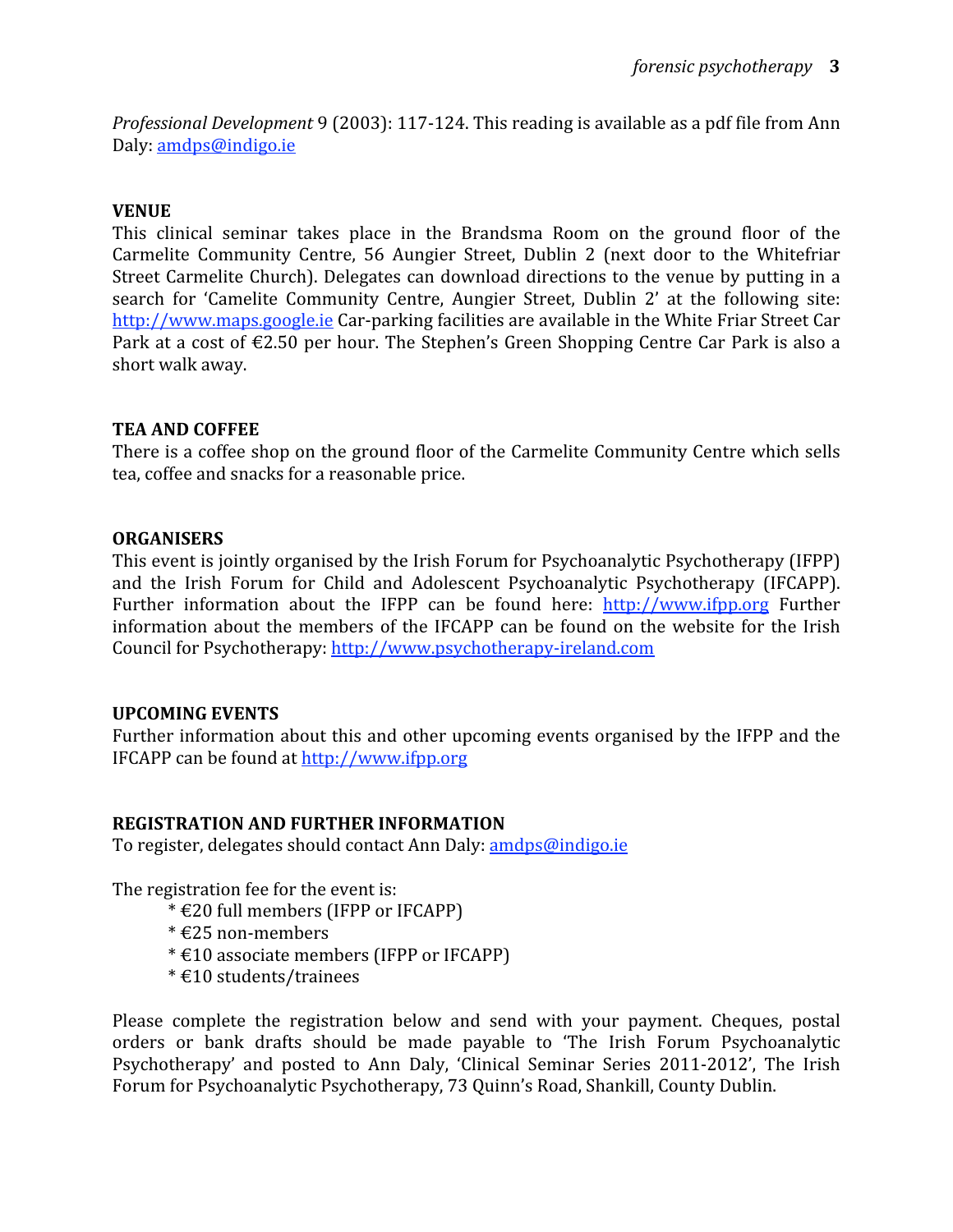*Professional Development* 9 (2003): 117-124. This reading is available as a pdf file from Ann Daly: amdps@indigo.ie

**VENUE**

This clinical seminar takes place in the Brandsma Room on the ground floor of the Carmelite Community Centre, 56 Aungier Street, Dublin 2 (next door to the Whitefriar Street Carmelite Church). Delegates can download directions to the venue by putting in a search for 'Camelite Community Centre, Aungier Street, Dublin 2' at the following site: http://www.maps.google.ie Car-parking facilities are available in the White Friar Street Car Park at a cost of €2.50 per hour. The Stephen's Green Shopping Centre Car Park is also a short walk away.

**TEA AND COFFEE**

There is a coffee shop on the ground floor of the Carmelite Community Centre which sells tea, coffee and snacks for a reasonable price.

**ORGANISERS**

This event is jointly organised by the Irish Forum for Psychoanalytic Psychotherapy (IFPP) and the Irish Forum for Child and Adolescent Psychoanalytic Psychotherapy (IFCAPP). Further information about the IFPP can be found here: http://www.ifpp.org Further information about the members of the IFCAPP can be found on the website for the Irish Council for Psychotherapy: http://www.psychotherapy-ireland.com

**UPCOMING EVENTS**

Further information about this and other upcoming events organised by the IFPP and the IFCAPP can be found at http://www.ifpp.org

**REGISTRATION AND FURTHER INFORMATION**

To register, delegates should contact Ann Daly: amdps@indigo.ie

The registration fee for the event is:

* €20 full members (IFPP or IFCAPP)
* €25 non-members
* €10 associate members (IFPP or IFCAPP)
* €10 students/trainees

Please complete the registration below and send with your payment. Cheques, postal orders or bank drafts should be made payable to 'The Irish Forum Psychoanalytic Psychotherapy' and posted to Ann Daly, 'Clinical Seminar Series 2011-2012', The Irish Forum for Psychoanalytic Psychotherapy, 73 Quinn's Road, Shankill, County Dublin.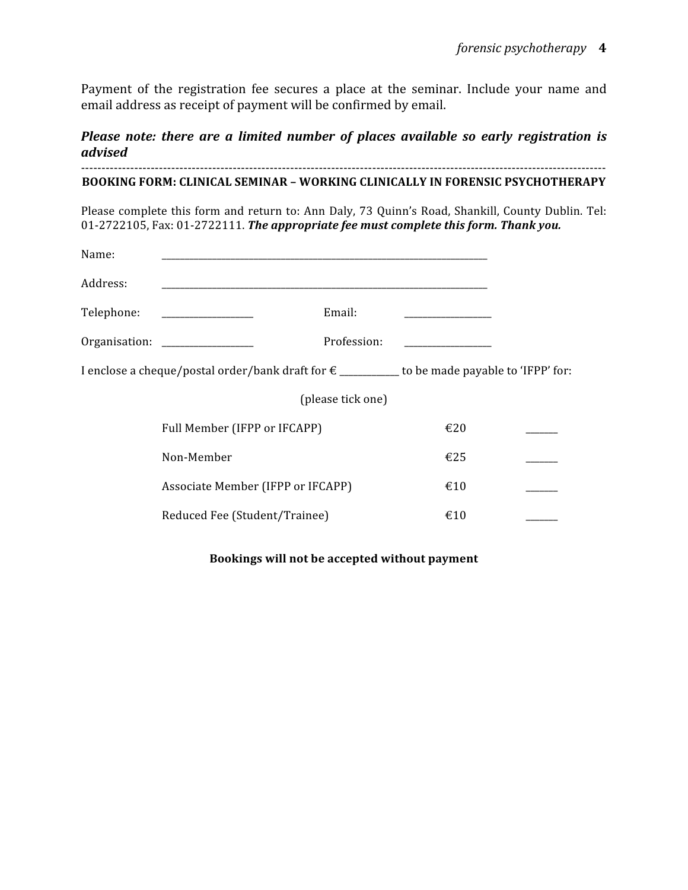Payment of the registration fee secures a place at the seminar. Include your name and email address as receipt of payment will be confirmed by email.

***Please note: there are a limited number of places available so early registration is advised***

---

**BOOKING FORM: CLINICAL SEMINAR – WORKING CLINICALLY IN FORENSIC PSYCHOTHERAPY**

Please complete this form and return to: Ann Daly, 73 Quinn's Road, Shankill, County Dublin. Tel: 01-2722105, Fax: 01-2722111. ***The appropriate fee must complete this form. Thank you.***

Name: ______________________________________________

Address: ______________________________________________

Telephone: ________________ Email: ________________

Organisation: ________________ Profession: ________________

I enclose a cheque/postal order/bank draft for € __________ to be made payable to 'IFPP' for:

(please tick one)

| | | |
|---|---|---|
| Full Member (IFPP or IFCAPP) | €20 | _____ |
| Non-Member | €25 | _____ |
| Associate Member (IFPP or IFCAPP) | €10 | _____ |
| Reduced Fee (Student/Trainee) | €10 | _____ |

**Bookings will not be accepted without payment**